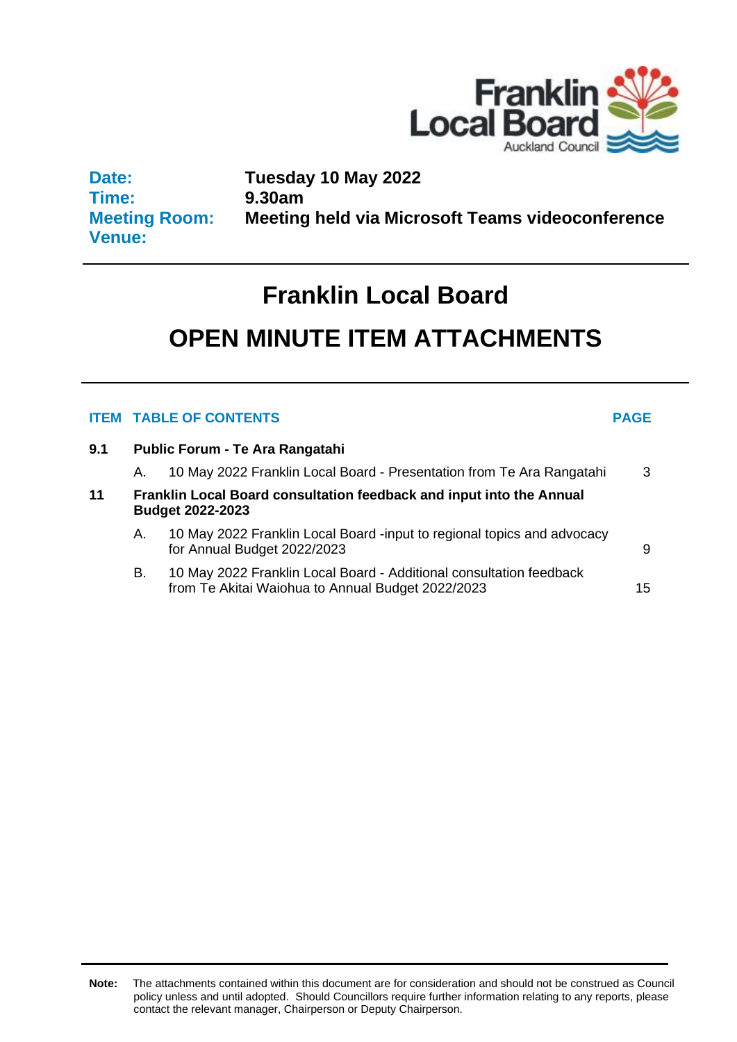Franklin Local Board
Auckland Council

| | |
|---|---|
| **Date:** | **Tuesday 10 May 2022** |
| **Time:** | **9.30am** |
| **Meeting Room:** | **Meeting held via Microsoft Teams videoconference** |
| **Venue:** | |

# Franklin Local Board

# OPEN MINUTE ITEM ATTACHMENTS

| ITEM | TABLE OF CONTENTS | | PAGE |
|---|---|---|---|
| **9.1** | **Public Forum - Te Ara Rangatahi** | | |
| | A. | 10 May 2022 Franklin Local Board - Presentation from Te Ara Rangatahi | 3 |
| **11** | **Franklin Local Board consultation feedback and input into the Annual Budget 2022-2023** | | |
| | A. | 10 May 2022 Franklin Local Board -input to regional topics and advocacy for Annual Budget 2022/2023 | 9 |
| | B. | 10 May 2022 Franklin Local Board - Additional consultation feedback from Te Akitai Waiohua to Annual Budget 2022/2023 | 15 |

**Note:** The attachments contained within this document are for consideration and should not be construed as Council policy unless and until adopted. Should Councillors require further information relating to any reports, please contact the relevant manager, Chairperson or Deputy Chairperson.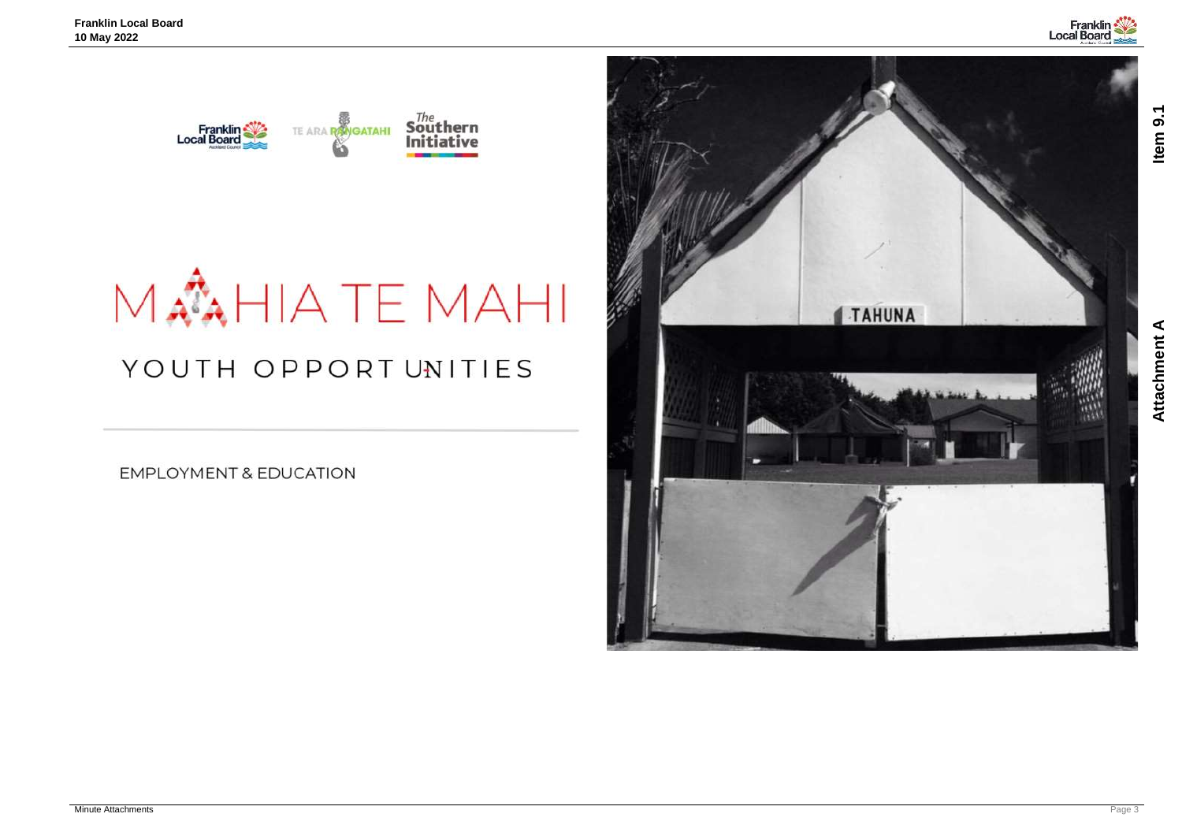# MAHIA TE MAHI

## YOUTH OPPORTUNITIES

EMPLOYMENT & EDUCATION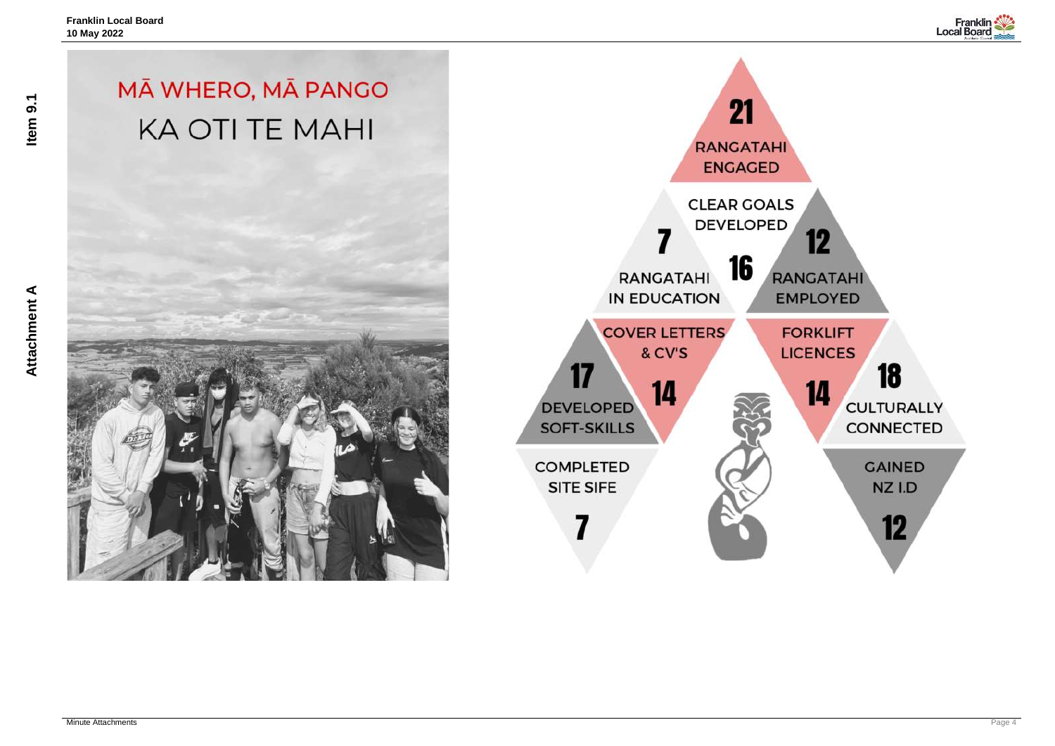# MĀ WHERO, MĀ PANGO
## KA OTI TE MAHI

**21** RANGATAHI ENGAGED

CLEAR GOALS DEVELOPED **16**

**7** RANGATAHI IN EDUCATION

**12** RANGATAHI EMPLOYED

COVER LETTERS & CV'S **14**

FORKLIFT LICENCES **14**

**17** DEVELOPED SOFT-SKILLS

**18** CULTURALLY CONNECTED

COMPLETED SITE SIFE **7**

GAINED NZ I.D **12**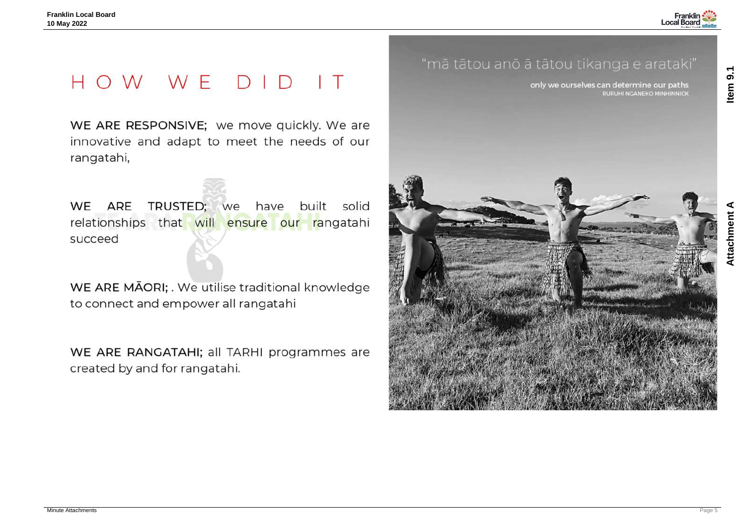# HOW WE DID IT

**WE ARE RESPONSIVE;** we move quickly. We are innovative and adapt to meet the needs of our rangatahi,

**WE ARE TRUSTED;** we have built solid relationships that will ensure our rangatahi succeed

**WE ARE MĀORI;** . We utilise traditional knowledge to connect and empower all rangatahi

**WE ARE RANGATAHI;** all TARHI programmes are created by and for rangatahi.

"mā tātou anō ā tātou tikanga e arataki"

only we ourselves can determine our paths
RURUHI NGANEKO MINHINNICK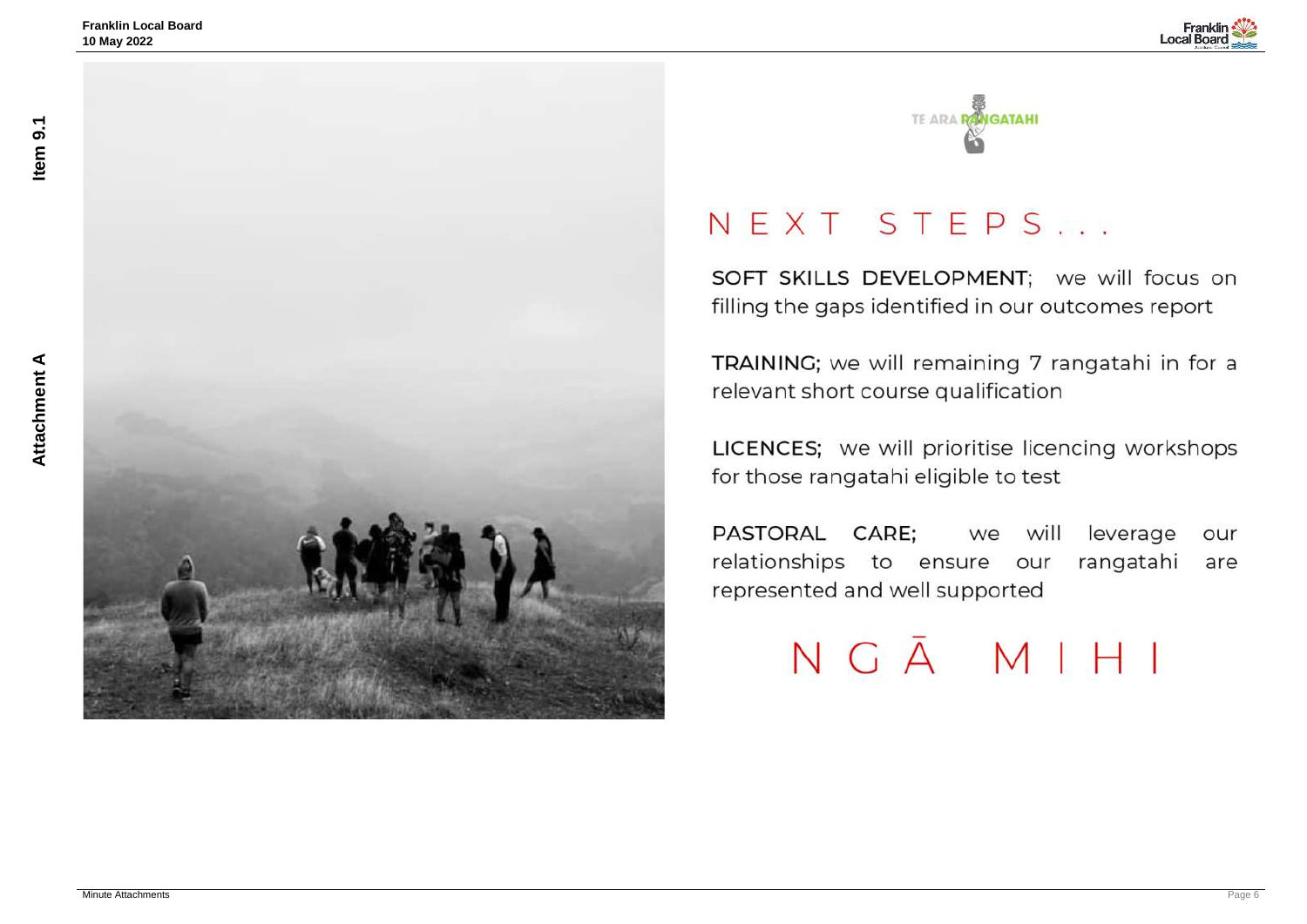TE ARA RANGATAHI

# NEXT STEPS...

**SOFT SKILLS DEVELOPMENT**; we will focus on filling the gaps identified in our outcomes report

**TRAINING;** we will remaining 7 rangatahi in for a relevant short course qualification

**LICENCES;** we will prioritise licencing workshops for those rangatahi eligible to test

**PASTORAL CARE;** we will leverage our relationships to ensure our rangatahi are represented and well supported

# NGĀ MIHI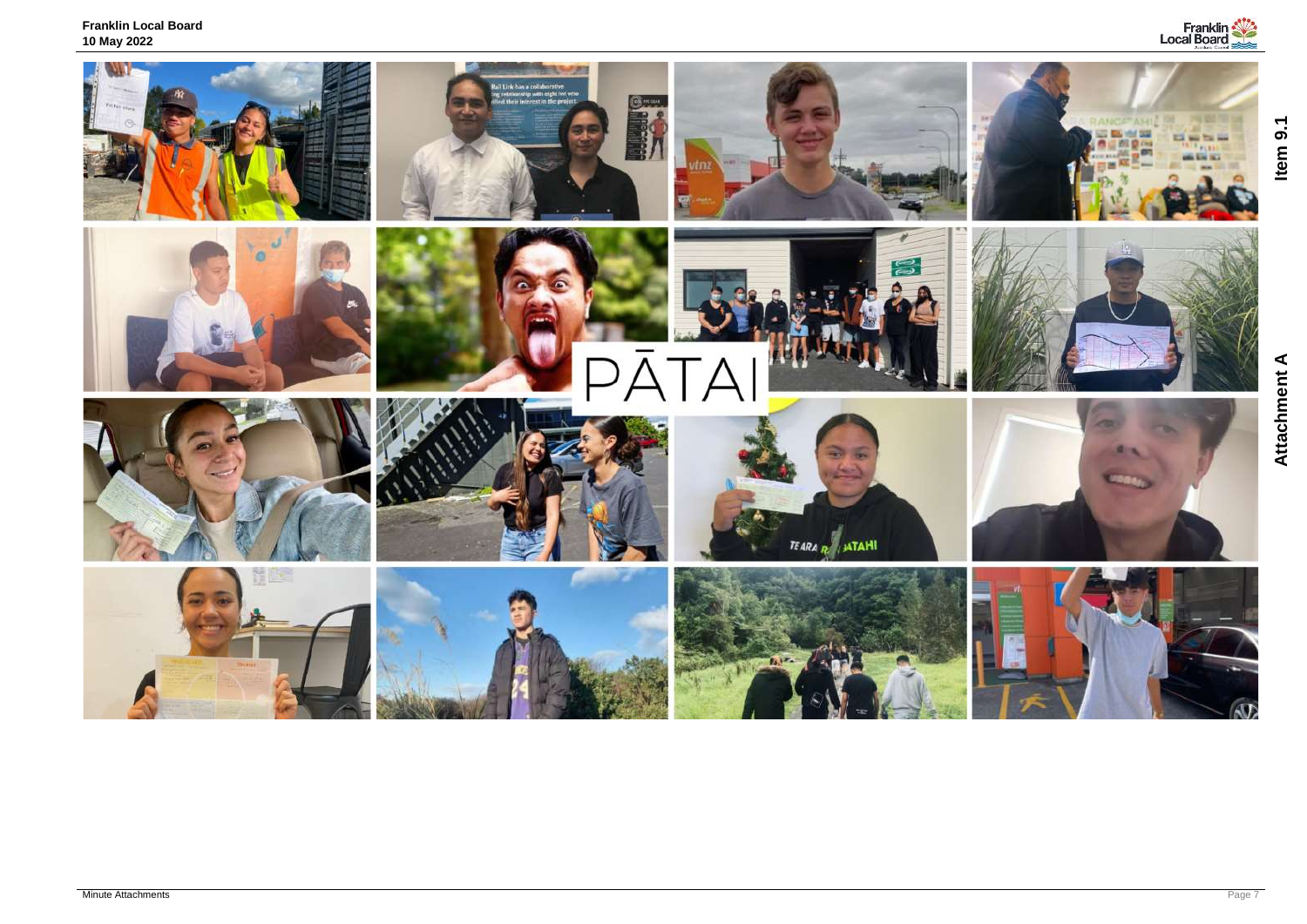PĀTAI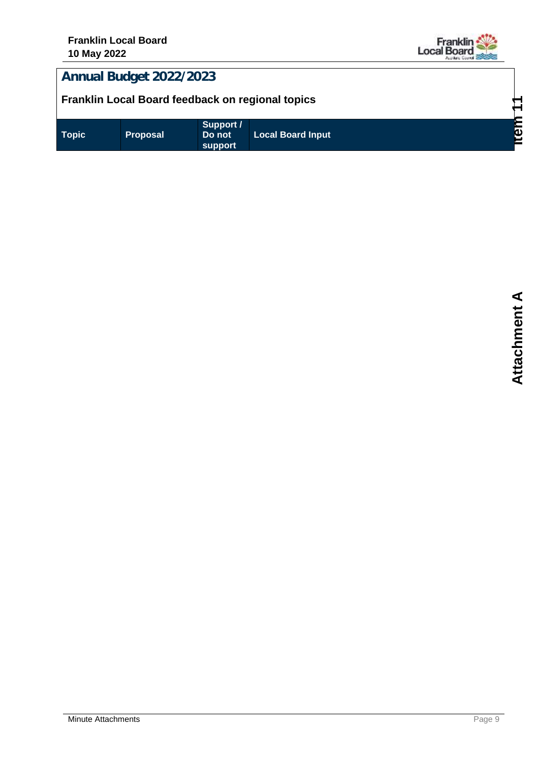## Annual Budget 2022/2023

**Franklin Local Board feedback on regional topics**

| Topic | Proposal | Support / Do not support | Local Board Input |
|---|---|---|---|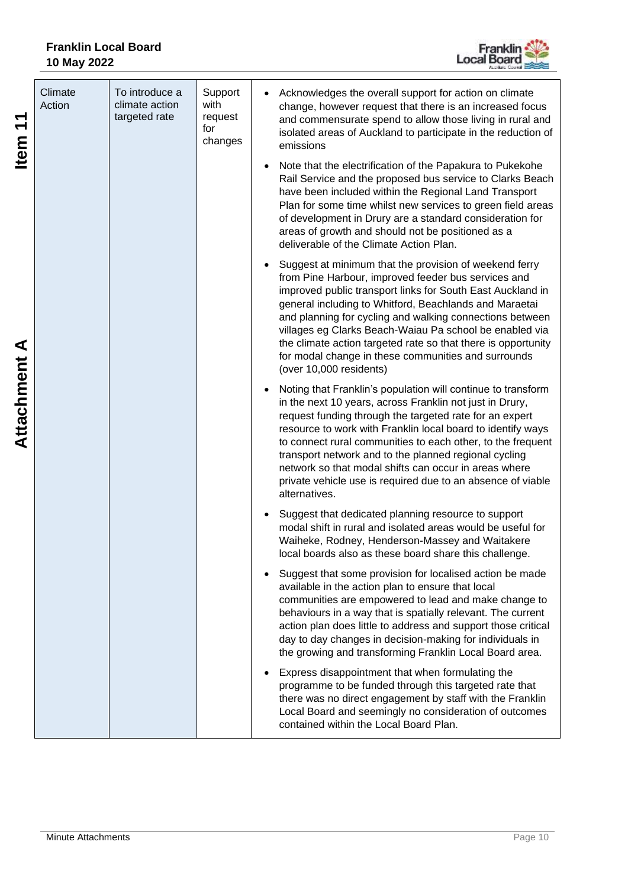| Climate Action | To introduce a climate action targeted rate | Support with request for changes | • Acknowledges the overall support for action on climate change, however request that there is an increased focus and commensurate spend to allow those living in rural and isolated areas of Auckland to participate in the reduction of emissions<br><br>• Note that the electrification of the Papakura to Pukekohe Rail Service and the proposed bus service to Clarks Beach have been included within the Regional Land Transport Plan for some time whilst new services to green field areas of development in Drury are a standard consideration for areas of growth and should not be positioned as a deliverable of the Climate Action Plan.<br><br>• Suggest at minimum that the provision of weekend ferry from Pine Harbour, improved feeder bus services and improved public transport links for South East Auckland in general including to Whitford, Beachlands and Maraetai and planning for cycling and walking connections between villages eg Clarks Beach-Waiau Pa school be enabled via the climate action targeted rate so that there is opportunity for modal change in these communities and surrounds (over 10,000 residents)<br><br>• Noting that Franklin's population will continue to transform in the next 10 years, across Franklin not just in Drury, request funding through the targeted rate for an expert resource to work with Franklin local board to identify ways to connect rural communities to each other, to the frequent transport network and to the planned regional cycling network so that modal shifts can occur in areas where private vehicle use is required due to an absence of viable alternatives.<br><br>• Suggest that dedicated planning resource to support modal shift in rural and isolated areas would be useful for Waiheke, Rodney, Henderson-Massey and Waitakere local boards also as these board share this challenge.<br><br>• Suggest that some provision for localised action be made available in the action plan to ensure that local communities are empowered to lead and make change to behaviours in a way that is spatially relevant. The current action plan does little to address and support those critical day to day changes in decision-making for individuals in the growing and transforming Franklin Local Board area.<br><br>• Express disappointment that when formulating the programme to be funded through this targeted rate that there was no direct engagement by staff with the Franklin Local Board and seemingly no consideration of outcomes contained within the Local Board Plan. |
|---|---|---|---|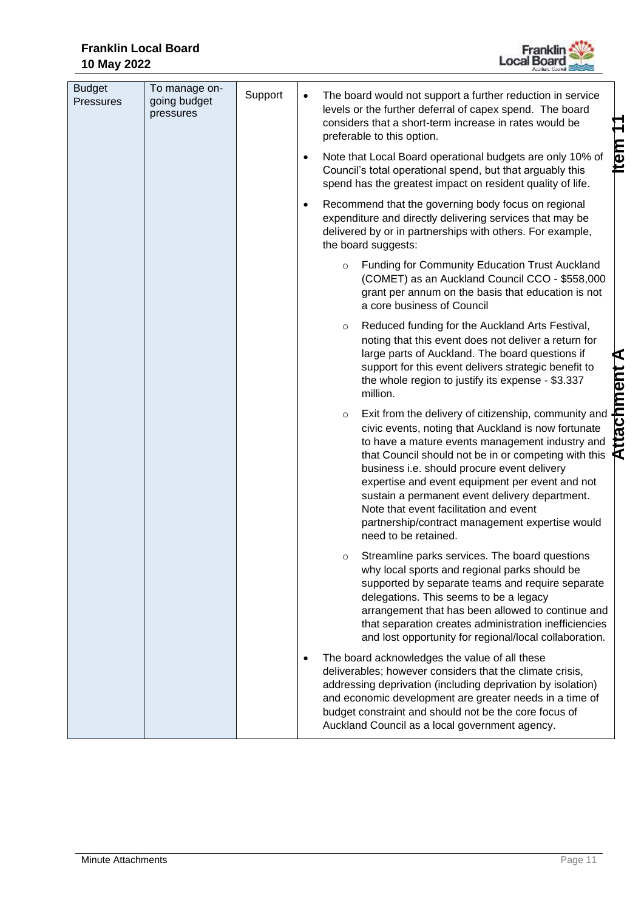| Budget Pressures | To manage on-going budget pressures | Support | <ul><li>The board would not support a further reduction in service levels or the further deferral of capex spend. The board considers that a short-term increase in rates would be preferable to this option.</li><li>Note that Local Board operational budgets are only 10% of Council's total operational spend, but that arguably this spend has the greatest impact on resident quality of life.</li><li>Recommend that the governing body focus on regional expenditure and directly delivering services that may be delivered by or in partnerships with others. For example, the board suggests:<ul><li>Funding for Community Education Trust Auckland (COMET) as an Auckland Council CCO - $558,000 grant per annum on the basis that education is not a core business of Council</li><li>Reduced funding for the Auckland Arts Festival, noting that this event does not deliver a return for large parts of Auckland. The board questions if support for this event delivers strategic benefit to the whole region to justify its expense - $3.337 million.</li><li>Exit from the delivery of citizenship, community and civic events, noting that Auckland is now fortunate to have a mature events management industry and that Council should not be in or competing with this business i.e. should procure event delivery expertise and event equipment per event and not sustain a permanent event delivery department. Note that event facilitation and event partnership/contract management expertise would need to be retained.</li><li>Streamline parks services. The board questions why local sports and regional parks should be supported by separate teams and require separate delegations. This seems to be a legacy arrangement that has been allowed to continue and that separation creates administration inefficiencies and lost opportunity for regional/local collaboration.</li></ul></li><li>The board acknowledges the value of all these deliverables; however considers that the climate crisis, addressing deprivation (including deprivation by isolation) and economic development are greater needs in a time of budget constraint and should not be the core focus of Auckland Council as a local government agency.</li></ul> |
|---|---|---|---|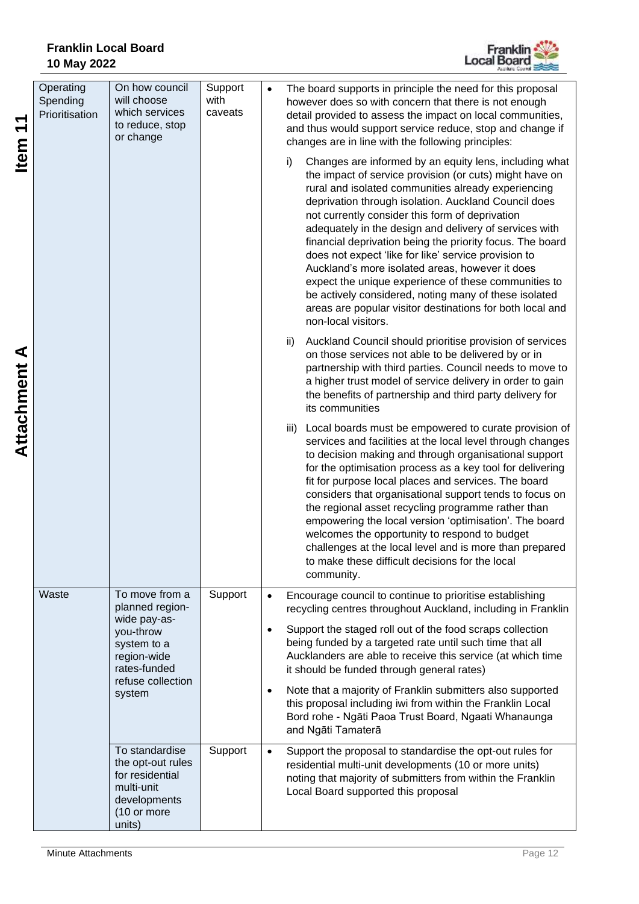| | | | |
|---|---|---|---|
| Operating Spending Prioritisation | On how council will choose which services to reduce, stop or change | Support with caveats | • The board supports in principle the need for this proposal however does so with concern that there is not enough detail provided to assess the impact on local communities, and thus would support service reduce, stop and change if changes are in line with the following principles: <br> i) Changes are informed by an equity lens, including what the impact of service provision (or cuts) might have on rural and isolated communities already experiencing deprivation through isolation. Auckland Council does not currently consider this form of deprivation adequately in the design and delivery of services with financial deprivation being the priority focus. The board does not expect 'like for like' service provision to Auckland's more isolated areas, however it does expect the unique experience of these communities to be actively considered, noting many of these isolated areas are popular visitor destinations for both local and non-local visitors. <br> ii) Auckland Council should prioritise provision of services on those services not able to be delivered by or in partnership with third parties. Council needs to move to a higher trust model of service delivery in order to gain the benefits of partnership and third party delivery for its communities <br> iii) Local boards must be empowered to curate provision of services and facilities at the local level through changes to decision making and through organisational support for the optimisation process as a key tool for delivering fit for purpose local places and services. The board considers that organisational support tends to focus on the regional asset recycling programme rather than empowering the local version 'optimisation'. The board welcomes the opportunity to respond to budget challenges at the local level and is more than prepared to make these difficult decisions for the local community. |
| Waste | To move from a planned region-wide pay-as-you-throw system to a region-wide rates-funded refuse collection system | Support | • Encourage council to continue to prioritise establishing recycling centres throughout Auckland, including in Franklin <br> • Support the staged roll out of the food scraps collection being funded by a targeted rate until such time that all Aucklanders are able to receive this service (at which time it should be funded through general rates) <br> • Note that a majority of Franklin submitters also supported this proposal including iwi from within the Franklin Local Bord rohe - Ngāti Paoa Trust Board, Ngaati Whanaunga and Ngāti Tamaterā |
| | To standardise the opt-out rules for residential multi-unit developments (10 or more units) | Support | • Support the proposal to standardise the opt-out rules for residential multi-unit developments (10 or more units) noting that majority of submitters from within the Franklin Local Board supported this proposal |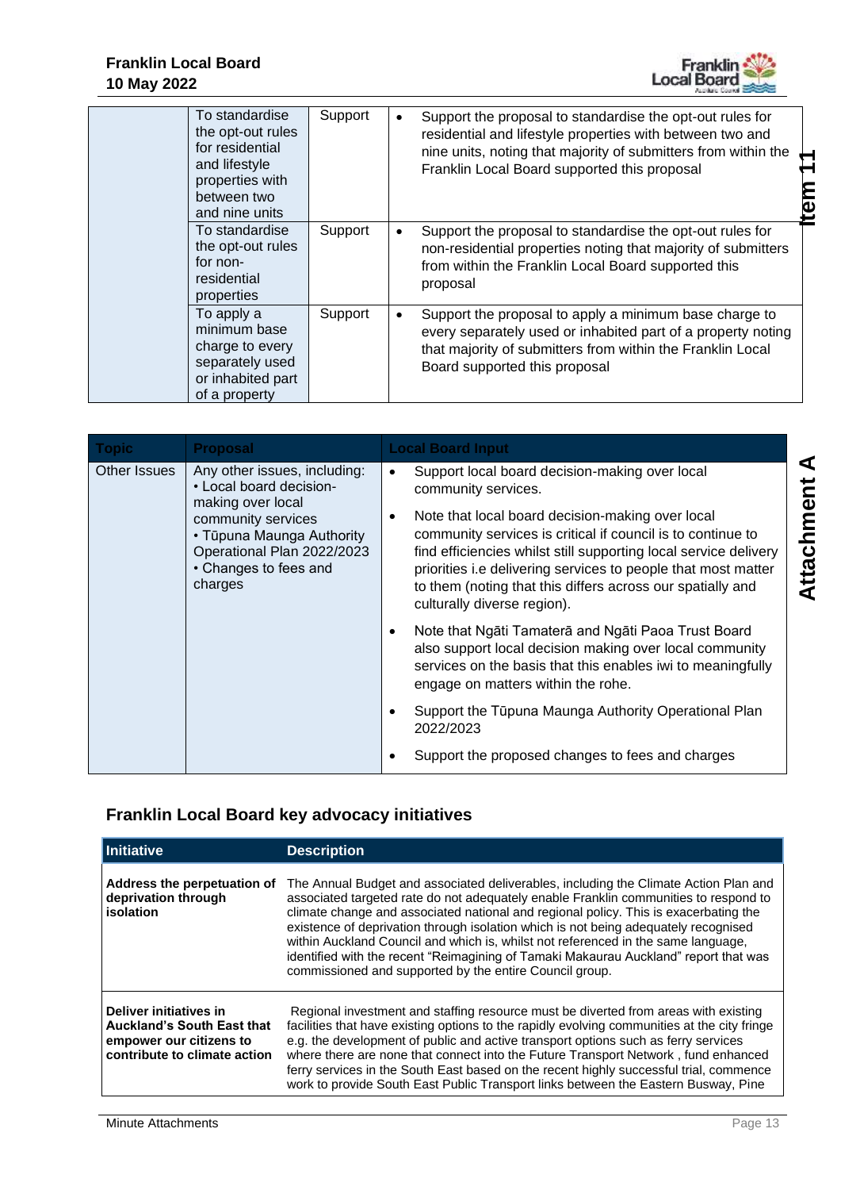| | | | |
|---|---|---|---|
| | To standardise the opt-out rules for residential and lifestyle properties with between two and nine units | Support | • Support the proposal to standardise the opt-out rules for residential and lifestyle properties with between two and nine units, noting that majority of submitters from within the Franklin Local Board supported this proposal |
| | To standardise the opt-out rules for non-residential properties | Support | • Support the proposal to standardise the opt-out rules for non-residential properties noting that majority of submitters from within the Franklin Local Board supported this proposal |
| | To apply a minimum base charge to every separately used or inhabited part of a property | Support | • Support the proposal to apply a minimum base charge to every separately used or inhabited part of a property noting that majority of submitters from within the Franklin Local Board supported this proposal |

| Topic | Proposal | Local Board Input |
|---|---|---|
| Other Issues | Any other issues, including: • Local board decision-making over local community services • Tūpuna Maunga Authority Operational Plan 2022/2023 • Changes to fees and charges | • Support local board decision-making over local community services. • Note that local board decision-making over local community services is critical if council is to continue to find efficiencies whilst still supporting local service delivery priorities i.e delivering services to people that most matter to them (noting that this differs across our spatially and culturally diverse region). • Note that Ngāti Tamaterā and Ngāti Paoa Trust Board also support local decision making over local community services on the basis that this enables iwi to meaningfully engage on matters within the rohe. • Support the Tūpuna Maunga Authority Operational Plan 2022/2023 • Support the proposed changes to fees and charges |

## Franklin Local Board key advocacy initiatives

| Initiative | Description |
|---|---|
| **Address the perpetuation of deprivation through isolation** | The Annual Budget and associated deliverables, including the Climate Action Plan and associated targeted rate do not adequately enable Franklin communities to respond to climate change and associated national and regional policy. This is exacerbating the existence of deprivation through isolation which is not being adequately recognised within Auckland Council and which is, whilst not referenced in the same language, identified with the recent "Reimagining of Tamaki Makaurau Auckland" report that was commissioned and supported by the entire Council group. |
| **Deliver initiatives in Auckland's South East that empower our citizens to contribute to climate action** | Regional investment and staffing resource must be diverted from areas with existing facilities that have existing options to the rapidly evolving communities at the city fringe e.g. the development of public and active transport options such as ferry services where there are none that connect into the Future Transport Network , fund enhanced ferry services in the South East based on the recent highly successful trial, commence work to provide South East Public Transport links between the Eastern Busway, Pine |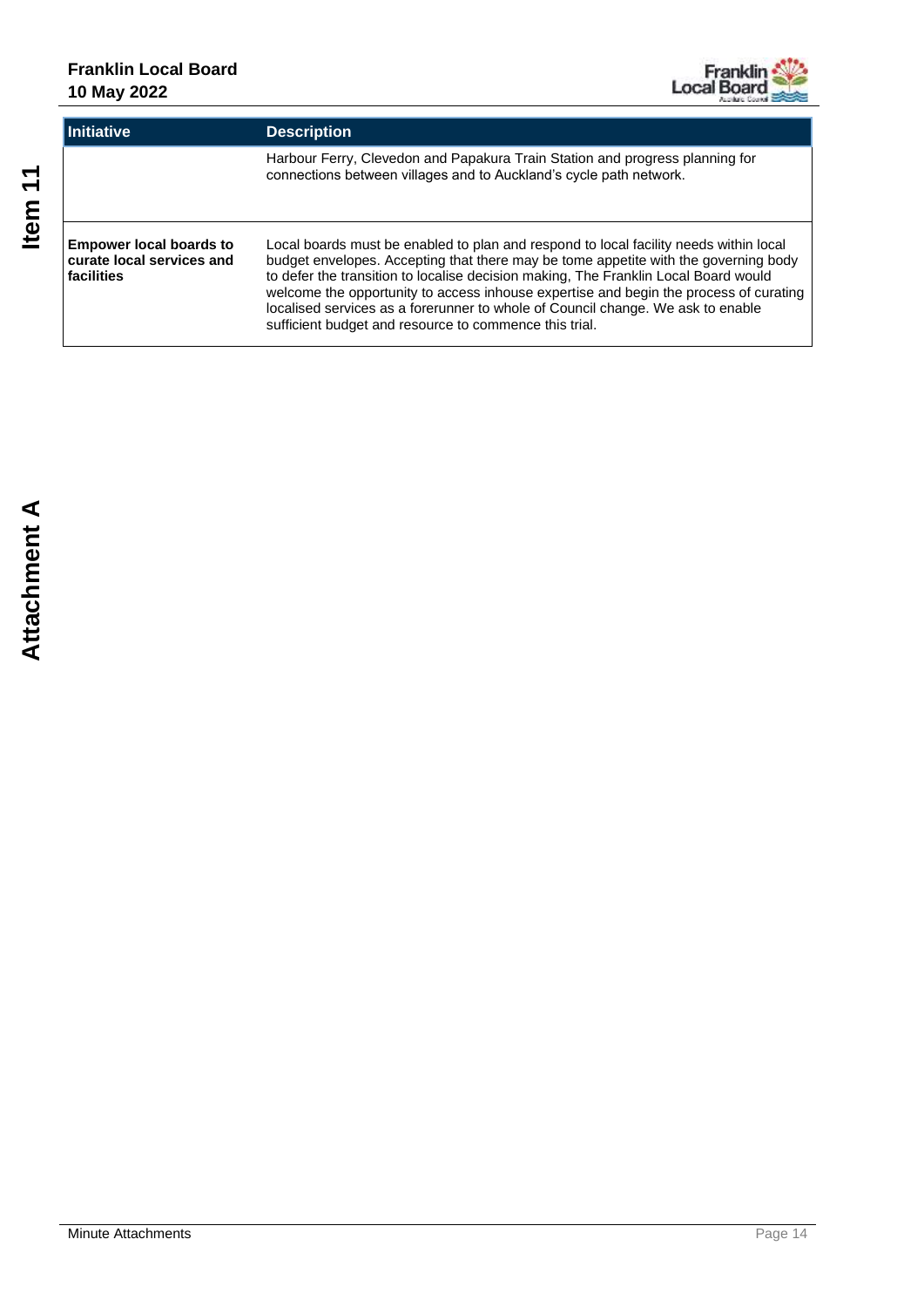| Initiative | Description |
|---|---|
| | Harbour Ferry, Clevedon and Papakura Train Station and progress planning for connections between villages and to Auckland's cycle path network. |
| **Empower local boards to curate local services and facilities** | Local boards must be enabled to plan and respond to local facility needs within local budget envelopes. Accepting that there may be tome appetite with the governing body to defer the transition to localise decision making, The Franklin Local Board would welcome the opportunity to access inhouse expertise and begin the process of curating localised services as a forerunner to whole of Council change. We ask to enable sufficient budget and resource to commence this trial. |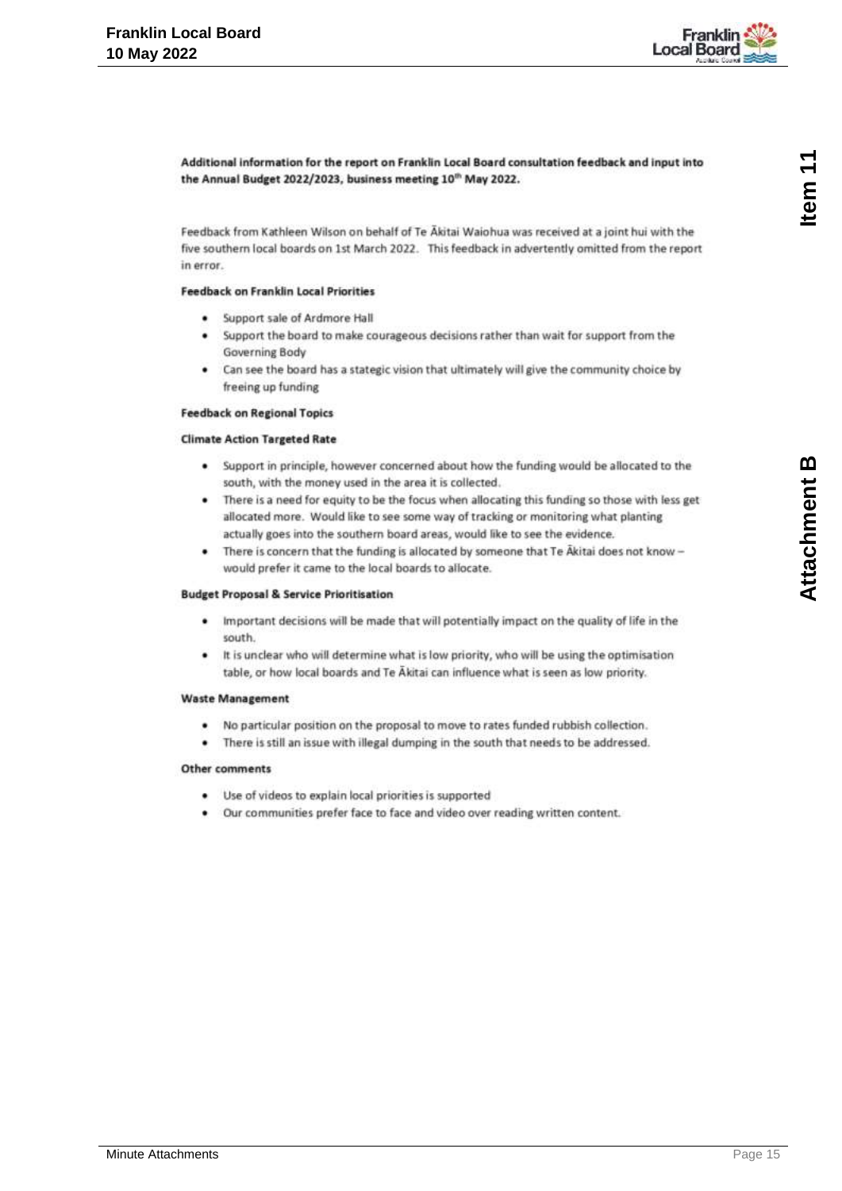**Additional information for the report on Franklin Local Board consultation feedback and input into the Annual Budget 2022/2023, business meeting 10th May 2022.**

Feedback from Kathleen Wilson on behalf of Te Ākitai Waiohua was received at a joint hui with the five southern local boards on 1st March 2022. This feedback in advertently omitted from the report in error.

**Feedback on Franklin Local Priorities**

- Support sale of Ardmore Hall
- Support the board to make courageous decisions rather than wait for support from the Governing Body
- Can see the board has a stategic vision that ultimately will give the community choice by freeing up funding

**Feedback on Regional Topics**

**Climate Action Targeted Rate**

- Support in principle, however concerned about how the funding would be allocated to the south, with the money used in the area it is collected.
- There is a need for equity to be the focus when allocating this funding so those with less get allocated more. Would like to see some way of tracking or monitoring what planting actually goes into the southern board areas, would like to see the evidence.
- There is concern that the funding is allocated by someone that Te Ākitai does not know – would prefer it came to the local boards to allocate.

**Budget Proposal & Service Prioritisation**

- Important decisions will be made that will potentially impact on the quality of life in the south.
- It is unclear who will determine what is low priority, who will be using the optimisation table, or how local boards and Te Ākitai can influence what is seen as low priority.

**Waste Management**

- No particular position on the proposal to move to rates funded rubbish collection.
- There is still an issue with illegal dumping in the south that needs to be addressed.

**Other comments**

- Use of videos to explain local priorities is supported
- Our communities prefer face to face and video over reading written content.